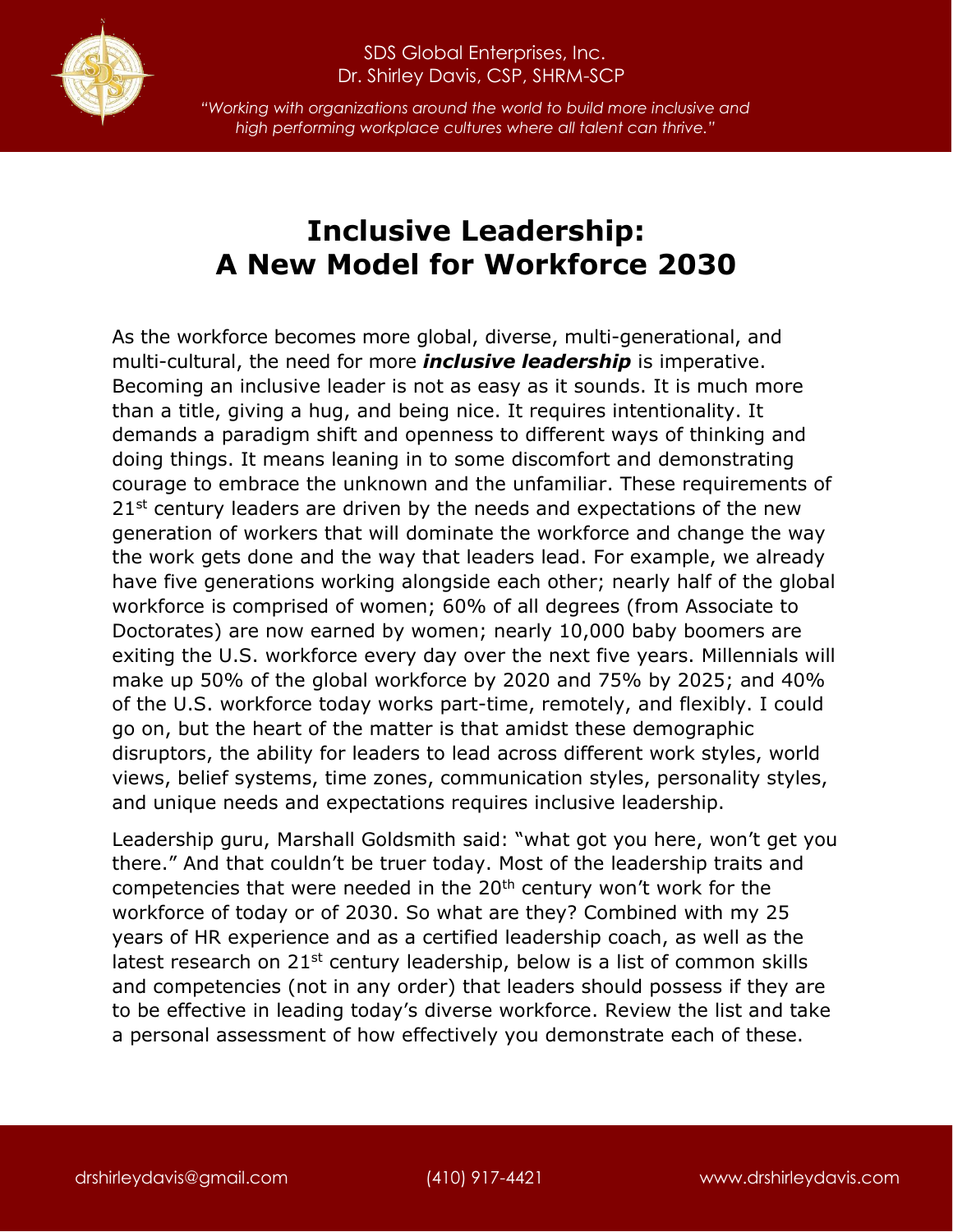SDS Global Enterprises, Inc.
Dr. Shirley Davis, CSP, SHRM-SCP

*"Working with organizations around the world to build more inclusive and high performing workplace cultures where all talent can thrive."*

# Inclusive Leadership: A New Model for Workforce 2030

As the workforce becomes more global, diverse, multi-generational, and multi-cultural, the need for more ***inclusive leadership*** is imperative. Becoming an inclusive leader is not as easy as it sounds. It is much more than a title, giving a hug, and being nice. It requires intentionality. It demands a paradigm shift and openness to different ways of thinking and doing things. It means leaning in to some discomfort and demonstrating courage to embrace the unknown and the unfamiliar. These requirements of 21st century leaders are driven by the needs and expectations of the new generation of workers that will dominate the workforce and change the way the work gets done and the way that leaders lead. For example, we already have five generations working alongside each other; nearly half of the global workforce is comprised of women; 60% of all degrees (from Associate to Doctorates) are now earned by women; nearly 10,000 baby boomers are exiting the U.S. workforce every day over the next five years. Millennials will make up 50% of the global workforce by 2020 and 75% by 2025; and 40% of the U.S. workforce today works part-time, remotely, and flexibly. I could go on, but the heart of the matter is that amidst these demographic disruptors, the ability for leaders to lead across different work styles, world views, belief systems, time zones, communication styles, personality styles, and unique needs and expectations requires inclusive leadership.

Leadership guru, Marshall Goldsmith said: "what got you here, won't get you there." And that couldn't be truer today. Most of the leadership traits and competencies that were needed in the 20th century won't work for the workforce of today or of 2030. So what are they? Combined with my 25 years of HR experience and as a certified leadership coach, as well as the latest research on 21st century leadership, below is a list of common skills and competencies (not in any order) that leaders should possess if they are to be effective in leading today's diverse workforce. Review the list and take a personal assessment of how effectively you demonstrate each of these.

drshirleydavis@gmail.com (410) 917-4421 www.drshirleydavis.com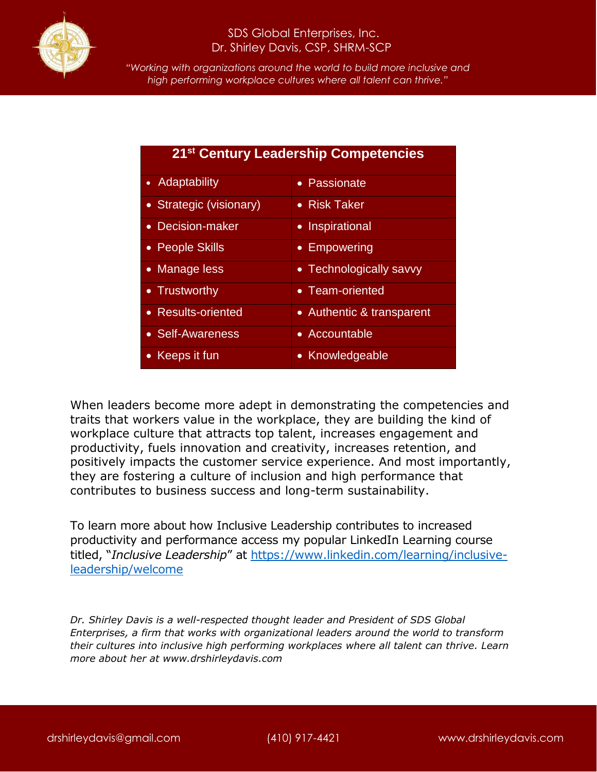| 21st Century Leadership Competencies | |
|---|---|
| • Adaptability | • Passionate |
| • Strategic (visionary) | • Risk Taker |
| • Decision-maker | • Inspirational |
| • People Skills | • Empowering |
| • Manage less | • Technologically savvy |
| • Trustworthy | • Team-oriented |
| • Results-oriented | • Authentic & transparent |
| • Self-Awareness | • Accountable |
| • Keeps it fun | • Knowledgeable |

When leaders become more adept in demonstrating the competencies and traits that workers value in the workplace, they are building the kind of workplace culture that attracts top talent, increases engagement and productivity, fuels innovation and creativity, increases retention, and positively impacts the customer service experience. And most importantly, they are fostering a culture of inclusion and high performance that contributes to business success and long-term sustainability.

To learn more about how Inclusive Leadership contributes to increased productivity and performance access my popular LinkedIn Learning course titled, "*Inclusive Leadership*" at https://www.linkedin.com/learning/inclusive-leadership/welcome

*Dr. Shirley Davis is a well-respected thought leader and President of SDS Global Enterprises, a firm that works with organizational leaders around the world to transform their cultures into inclusive high performing workplaces where all talent can thrive. Learn more about her at www.drshirleydavis.com*